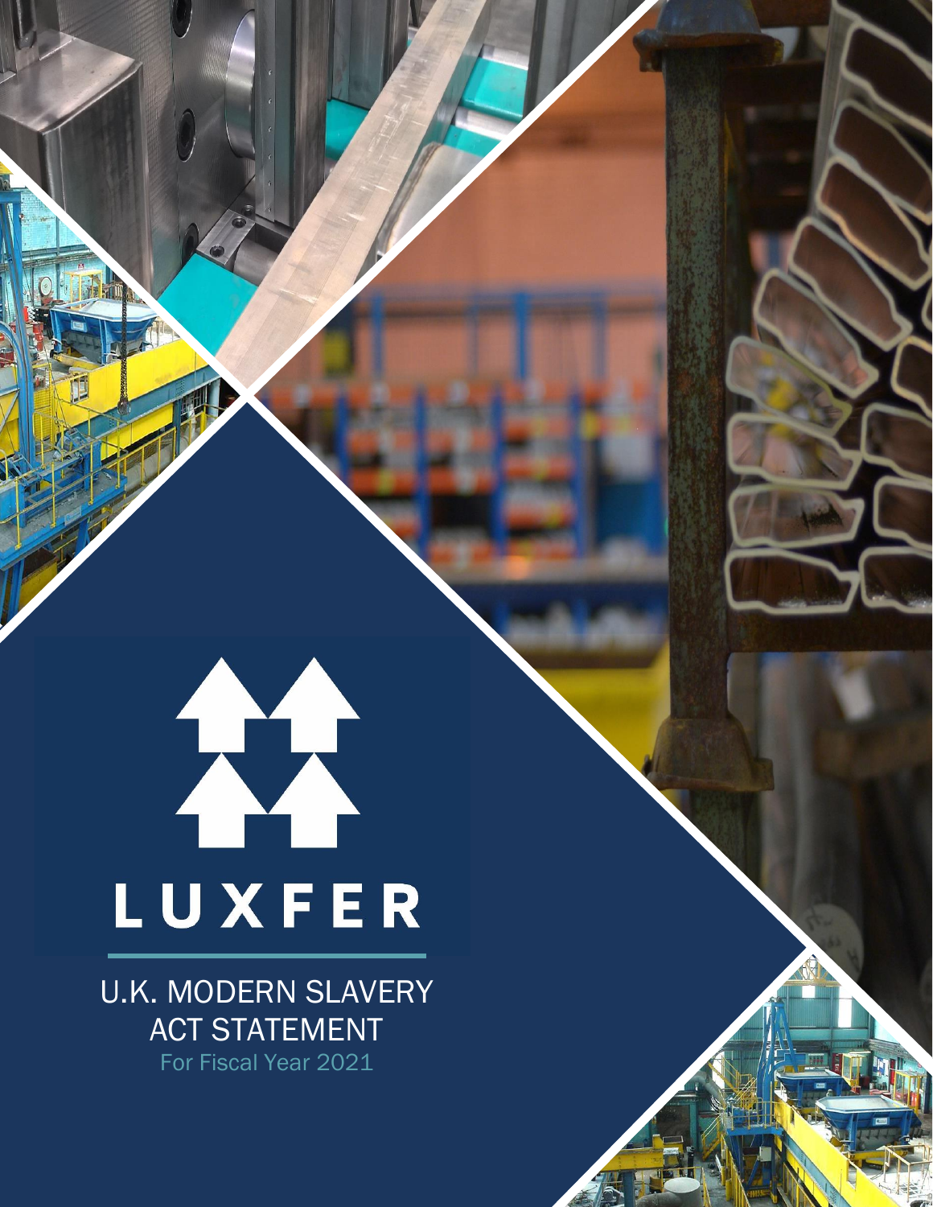# LUXFER

## U.K. MODERN SLAVERY ACT STATEMENT

For Fiscal Year 2021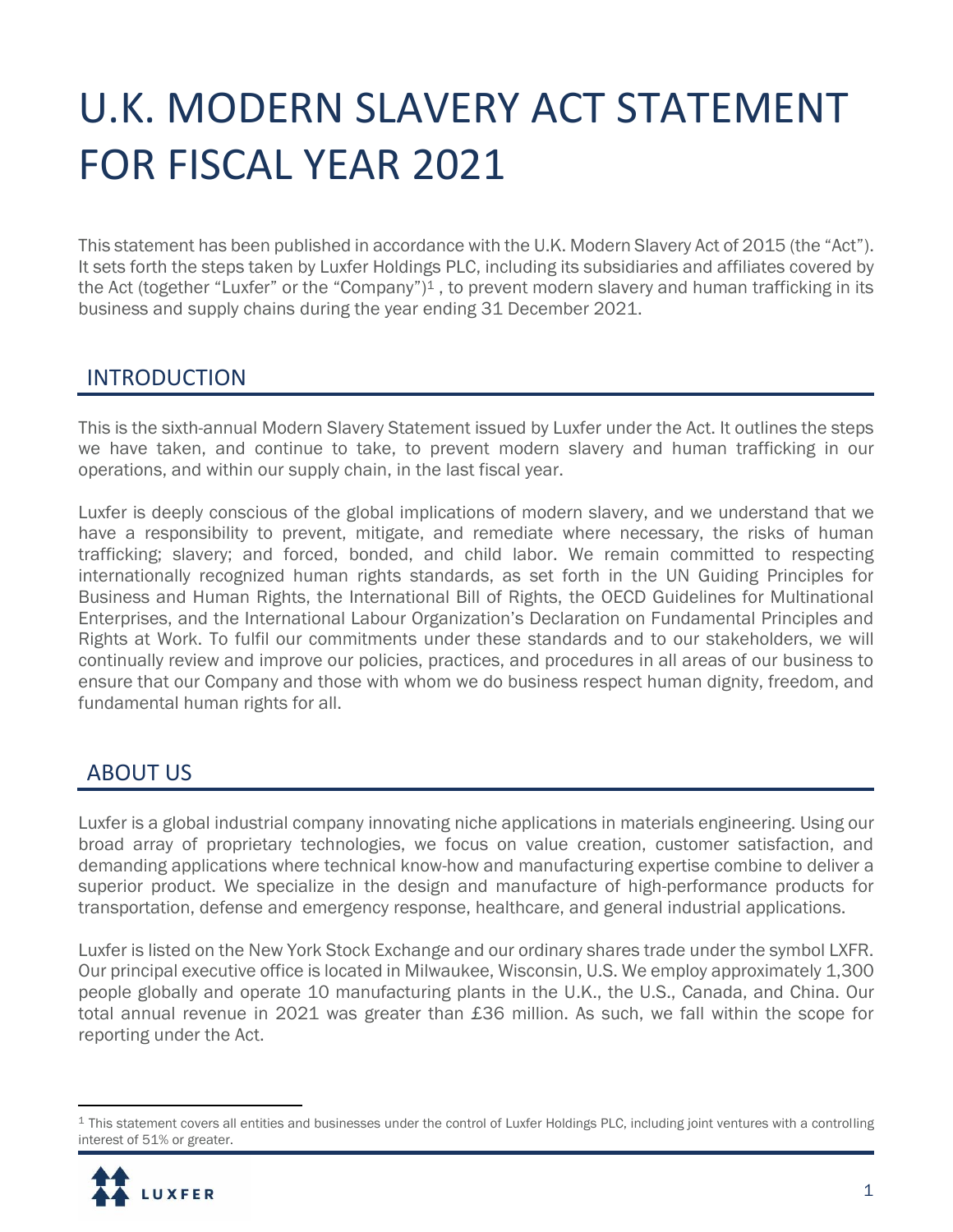# U.K. MODERN SLAVERY ACT STATEMENT FOR FISCAL YEAR 2021

This statement has been published in accordance with the U.K. Modern Slavery Act of 2015 (the "Act"). It sets forth the steps taken by Luxfer Holdings PLC, including its subsidiaries and affiliates covered by the Act (together "Luxfer" or the "Company")[1] , to prevent modern slavery and human trafficking in its business and supply chains during the year ending 31 December 2021.

## INTRODUCTION

This is the sixth-annual Modern Slavery Statement issued by Luxfer under the Act. It outlines the steps we have taken, and continue to take, to prevent modern slavery and human trafficking in our operations, and within our supply chain, in the last fiscal year.

Luxfer is deeply conscious of the global implications of modern slavery, and we understand that we have a responsibility to prevent, mitigate, and remediate where necessary, the risks of human trafficking; slavery; and forced, bonded, and child labor. We remain committed to respecting internationally recognized human rights standards, as set forth in the UN Guiding Principles for Business and Human Rights, the International Bill of Rights, the OECD Guidelines for Multinational Enterprises, and the International Labour Organization's Declaration on Fundamental Principles and Rights at Work. To fulfil our commitments under these standards and to our stakeholders, we will continually review and improve our policies, practices, and procedures in all areas of our business to ensure that our Company and those with whom we do business respect human dignity, freedom, and fundamental human rights for all.

## ABOUT US

Luxfer is a global industrial company innovating niche applications in materials engineering. Using our broad array of proprietary technologies, we focus on value creation, customer satisfaction, and demanding applications where technical know-how and manufacturing expertise combine to deliver a superior product. We specialize in the design and manufacture of high-performance products for transportation, defense and emergency response, healthcare, and general industrial applications.

Luxfer is listed on the New York Stock Exchange and our ordinary shares trade under the symbol LXFR. Our principal executive office is located in Milwaukee, Wisconsin, U.S. We employ approximately 1,300 people globally and operate 10 manufacturing plants in the U.K., the U.S., Canada, and China. Our total annual revenue in 2021 was greater than £36 million. As such, we fall within the scope for reporting under the Act.

[1] This statement covers all entities and businesses under the control of Luxfer Holdings PLC, including joint ventures with a controlling interest of 51% or greater.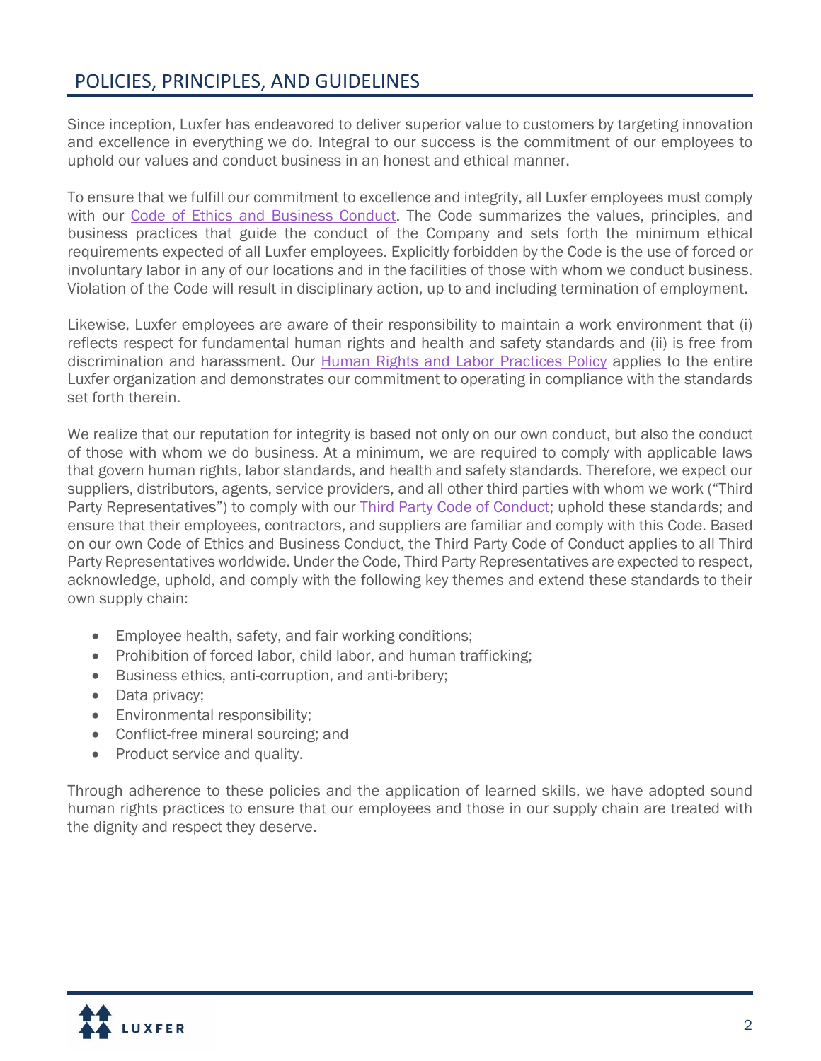## POLICIES, PRINCIPLES, AND GUIDELINES

Since inception, Luxfer has endeavored to deliver superior value to customers by targeting innovation and excellence in everything we do. Integral to our success is the commitment of our employees to uphold our values and conduct business in an honest and ethical manner.

To ensure that we fulfill our commitment to excellence and integrity, all Luxfer employees must comply with our Code of Ethics and Business Conduct. The Code summarizes the values, principles, and business practices that guide the conduct of the Company and sets forth the minimum ethical requirements expected of all Luxfer employees. Explicitly forbidden by the Code is the use of forced or involuntary labor in any of our locations and in the facilities of those with whom we conduct business. Violation of the Code will result in disciplinary action, up to and including termination of employment.

Likewise, Luxfer employees are aware of their responsibility to maintain a work environment that (i) reflects respect for fundamental human rights and health and safety standards and (ii) is free from discrimination and harassment. Our Human Rights and Labor Practices Policy applies to the entire Luxfer organization and demonstrates our commitment to operating in compliance with the standards set forth therein.

We realize that our reputation for integrity is based not only on our own conduct, but also the conduct of those with whom we do business. At a minimum, we are required to comply with applicable laws that govern human rights, labor standards, and health and safety standards. Therefore, we expect our suppliers, distributors, agents, service providers, and all other third parties with whom we work ("Third Party Representatives") to comply with our Third Party Code of Conduct; uphold these standards; and ensure that their employees, contractors, and suppliers are familiar and comply with this Code. Based on our own Code of Ethics and Business Conduct, the Third Party Code of Conduct applies to all Third Party Representatives worldwide. Under the Code, Third Party Representatives are expected to respect, acknowledge, uphold, and comply with the following key themes and extend these standards to their own supply chain:

- Employee health, safety, and fair working conditions;
- Prohibition of forced labor, child labor, and human trafficking;
- Business ethics, anti-corruption, and anti-bribery;
- Data privacy;
- Environmental responsibility;
- Conflict-free mineral sourcing; and
- Product service and quality.

Through adherence to these policies and the application of learned skills, we have adopted sound human rights practices to ensure that our employees and those in our supply chain are treated with the dignity and respect they deserve.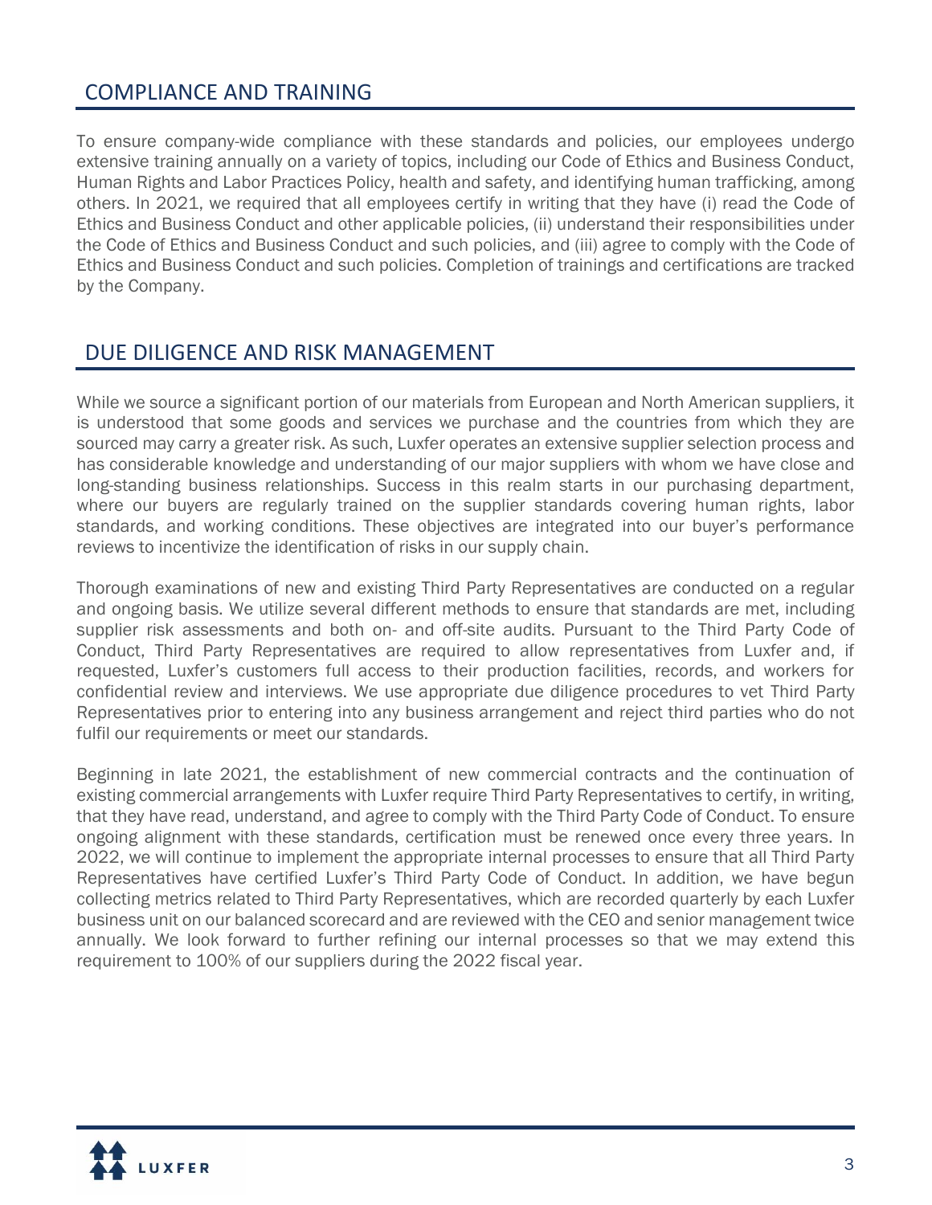## COMPLIANCE AND TRAINING

To ensure company-wide compliance with these standards and policies, our employees undergo extensive training annually on a variety of topics, including our Code of Ethics and Business Conduct, Human Rights and Labor Practices Policy, health and safety, and identifying human trafficking, among others. In 2021, we required that all employees certify in writing that they have (i) read the Code of Ethics and Business Conduct and other applicable policies, (ii) understand their responsibilities under the Code of Ethics and Business Conduct and such policies, and (iii) agree to comply with the Code of Ethics and Business Conduct and such policies. Completion of trainings and certifications are tracked by the Company.

## DUE DILIGENCE AND RISK MANAGEMENT

While we source a significant portion of our materials from European and North American suppliers, it is understood that some goods and services we purchase and the countries from which they are sourced may carry a greater risk. As such, Luxfer operates an extensive supplier selection process and has considerable knowledge and understanding of our major suppliers with whom we have close and long-standing business relationships. Success in this realm starts in our purchasing department, where our buyers are regularly trained on the supplier standards covering human rights, labor standards, and working conditions. These objectives are integrated into our buyer's performance reviews to incentivize the identification of risks in our supply chain.

Thorough examinations of new and existing Third Party Representatives are conducted on a regular and ongoing basis. We utilize several different methods to ensure that standards are met, including supplier risk assessments and both on- and off-site audits. Pursuant to the Third Party Code of Conduct, Third Party Representatives are required to allow representatives from Luxfer and, if requested, Luxfer's customers full access to their production facilities, records, and workers for confidential review and interviews. We use appropriate due diligence procedures to vet Third Party Representatives prior to entering into any business arrangement and reject third parties who do not fulfil our requirements or meet our standards.

Beginning in late 2021, the establishment of new commercial contracts and the continuation of existing commercial arrangements with Luxfer require Third Party Representatives to certify, in writing, that they have read, understand, and agree to comply with the Third Party Code of Conduct. To ensure ongoing alignment with these standards, certification must be renewed once every three years. In 2022, we will continue to implement the appropriate internal processes to ensure that all Third Party Representatives have certified Luxfer's Third Party Code of Conduct. In addition, we have begun collecting metrics related to Third Party Representatives, which are recorded quarterly by each Luxfer business unit on our balanced scorecard and are reviewed with the CEO and senior management twice annually. We look forward to further refining our internal processes so that we may extend this requirement to 100% of our suppliers during the 2022 fiscal year.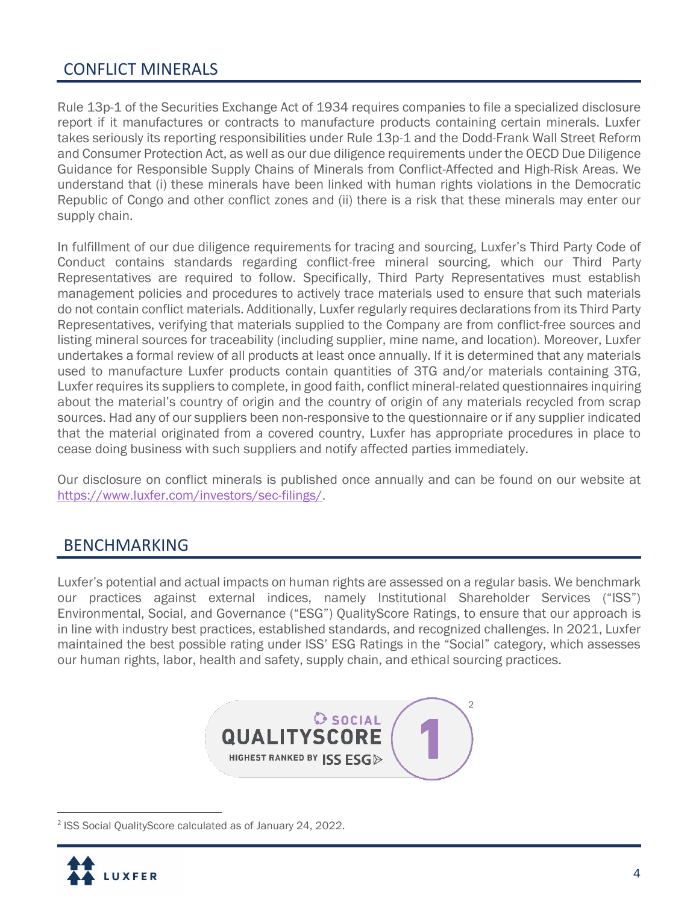## CONFLICT MINERALS

Rule 13p-1 of the Securities Exchange Act of 1934 requires companies to file a specialized disclosure report if it manufactures or contracts to manufacture products containing certain minerals. Luxfer takes seriously its reporting responsibilities under Rule 13p-1 and the Dodd-Frank Wall Street Reform and Consumer Protection Act, as well as our due diligence requirements under the OECD Due Diligence Guidance for Responsible Supply Chains of Minerals from Conflict-Affected and High-Risk Areas. We understand that (i) these minerals have been linked with human rights violations in the Democratic Republic of Congo and other conflict zones and (ii) there is a risk that these minerals may enter our supply chain.

In fulfillment of our due diligence requirements for tracing and sourcing, Luxfer's Third Party Code of Conduct contains standards regarding conflict-free mineral sourcing, which our Third Party Representatives are required to follow. Specifically, Third Party Representatives must establish management policies and procedures to actively trace materials used to ensure that such materials do not contain conflict materials. Additionally, Luxfer regularly requires declarations from its Third Party Representatives, verifying that materials supplied to the Company are from conflict-free sources and listing mineral sources for traceability (including supplier, mine name, and location). Moreover, Luxfer undertakes a formal review of all products at least once annually. If it is determined that any materials used to manufacture Luxfer products contain quantities of 3TG and/or materials containing 3TG, Luxfer requires its suppliers to complete, in good faith, conflict mineral-related questionnaires inquiring about the material's country of origin and the country of origin of any materials recycled from scrap sources. Had any of our suppliers been non-responsive to the questionnaire or if any supplier indicated that the material originated from a covered country, Luxfer has appropriate procedures in place to cease doing business with such suppliers and notify affected parties immediately.

Our disclosure on conflict minerals is published once annually and can be found on our website at https://www.luxfer.com/investors/sec-filings/.

## BENCHMARKING

Luxfer's potential and actual impacts on human rights are assessed on a regular basis. We benchmark our practices against external indices, namely Institutional Shareholder Services ("ISS") Environmental, Social, and Governance ("ESG") QualityScore Ratings, to ensure that our approach is in line with industry best practices, established standards, and recognized challenges. In 2021, Luxfer maintained the best possible rating under ISS' ESG Ratings in the "Social" category, which assesses our human rights, labor, health and safety, supply chain, and ethical sourcing practices.

SOCIAL QUALITYSCORE 1 — HIGHEST RANKED BY ISS ESG[2]

[2] ISS Social QualityScore calculated as of January 24, 2022.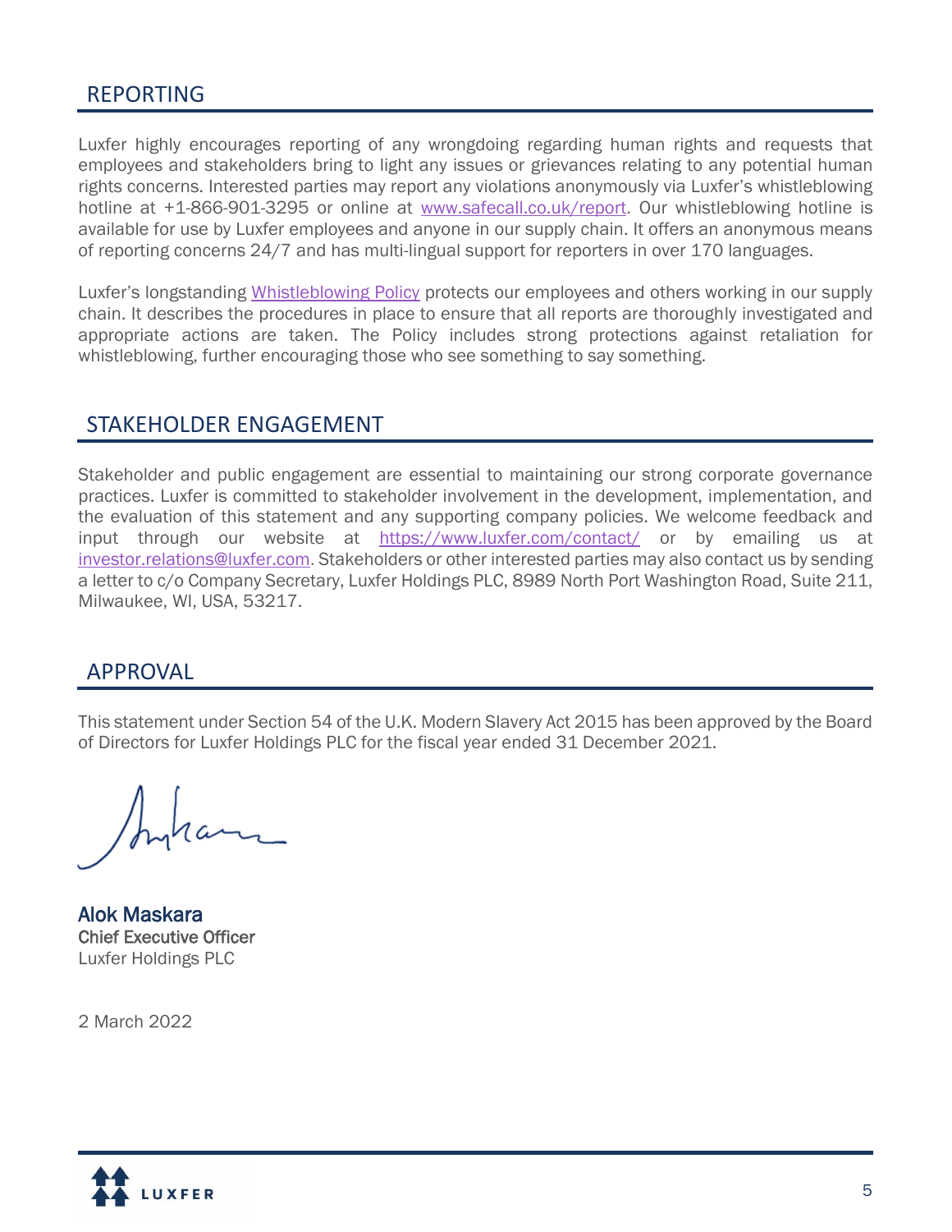## REPORTING

Luxfer highly encourages reporting of any wrongdoing regarding human rights and requests that employees and stakeholders bring to light any issues or grievances relating to any potential human rights concerns. Interested parties may report any violations anonymously via Luxfer's whistleblowing hotline at +1-866-901-3295 or online at www.safecall.co.uk/report. Our whistleblowing hotline is available for use by Luxfer employees and anyone in our supply chain. It offers an anonymous means of reporting concerns 24/7 and has multi-lingual support for reporters in over 170 languages.

Luxfer's longstanding Whistleblowing Policy protects our employees and others working in our supply chain. It describes the procedures in place to ensure that all reports are thoroughly investigated and appropriate actions are taken. The Policy includes strong protections against retaliation for whistleblowing, further encouraging those who see something to say something.

## STAKEHOLDER ENGAGEMENT

Stakeholder and public engagement are essential to maintaining our strong corporate governance practices. Luxfer is committed to stakeholder involvement in the development, implementation, and the evaluation of this statement and any supporting company policies. We welcome feedback and input through our website at https://www.luxfer.com/contact/ or by emailing us at investor.relations@luxfer.com. Stakeholders or other interested parties may also contact us by sending a letter to c/o Company Secretary, Luxfer Holdings PLC, 8989 North Port Washington Road, Suite 211, Milwaukee, WI, USA, 53217.

## APPROVAL

This statement under Section 54 of the U.K. Modern Slavery Act 2015 has been approved by the Board of Directors for Luxfer Holdings PLC for the fiscal year ended 31 December 2021.

**Alok Maskara**
**Chief Executive Officer**
Luxfer Holdings PLC

2 March 2022